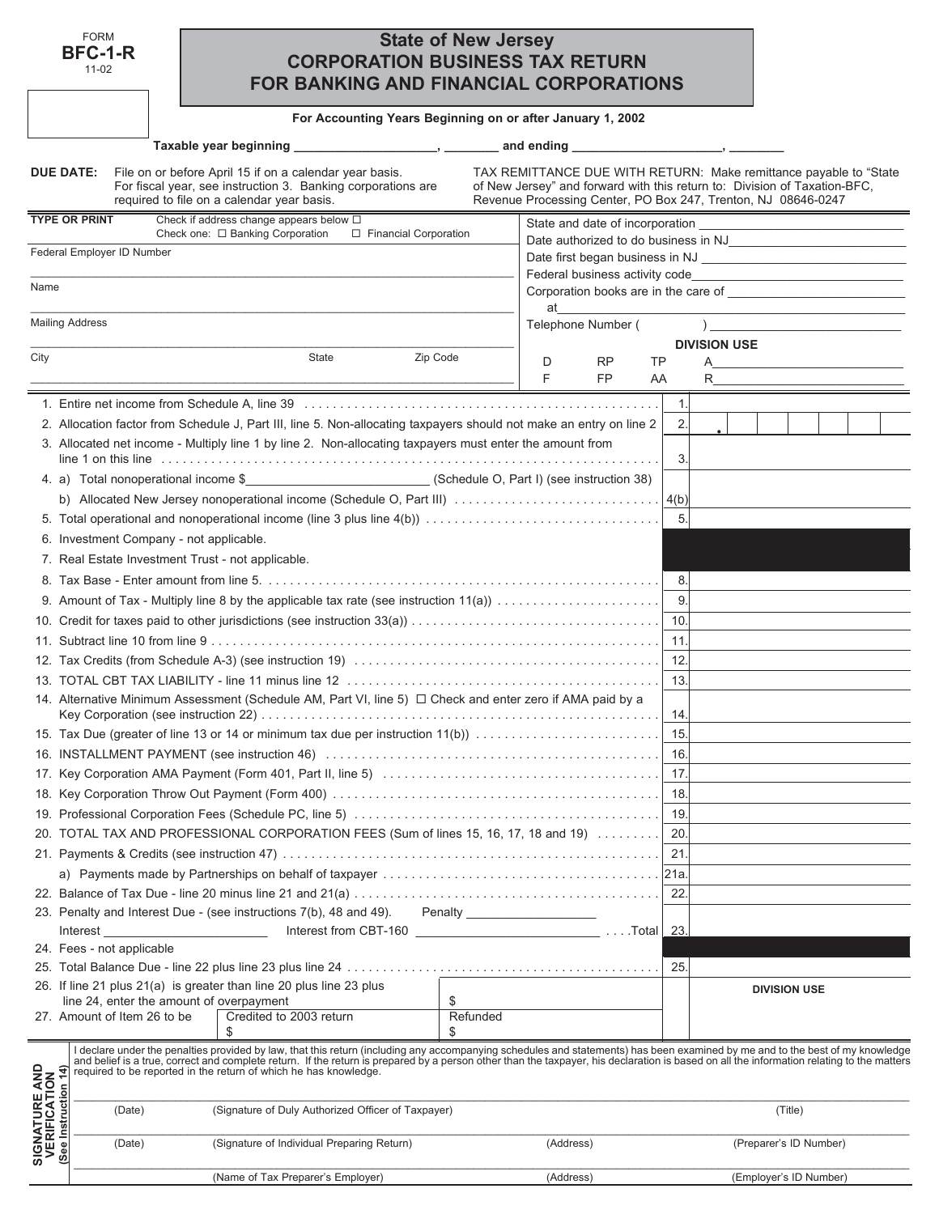FORM
**BFC-1-R**
11-02

# State of New Jersey
## CORPORATION BUSINESS TAX RETURN FOR BANKING AND FINANCIAL CORPORATIONS

**For Accounting Years Beginning on or after January 1, 2002**

**Taxable year beginning ____________________, ________ and ending ____________________, ________**

**DUE DATE:** File on or before April 15 if on a calendar year basis. For fiscal year, see instruction 3. Banking corporations are required to file on a calendar year basis.

TAX REMITTANCE DUE WITH RETURN: Make remittance payable to "State of New Jersey" and forward with this return to: Division of Taxation-BFC, Revenue Processing Center, PO Box 247, Trenton, NJ 08646-0247

**TYPE OR PRINT** Check if address change appears below ☐
Check one: ☐ Banking Corporation ☐ Financial Corporation

Federal Employer ID Number ____________________

Name ____________________

Mailing Address ____________________

City ____________ State ____________ Zip Code ____________

State and date of incorporation ____________________
Date authorized to do business in NJ ____________________
Date first began business in NJ ____________________
Federal business activity code ____________________
Corporation books are in the care of ____________________
at ____________________
Telephone Number ( ) ____________________

**DIVISION USE**
D RP TP A____________
F FP AA R____________

| Line | Description | No. | Amount |
|---|---|---|---|
| 1. | Entire net income from Schedule A, line 39 | 1. | |
| 2. | Allocation factor from Schedule J, Part III, line 5. Non-allocating taxpayers should not make an entry on line 2 | 2. | . |
| 3. | Allocated net income - Multiply line 1 by line 2. Non-allocating taxpayers must enter the amount from line 1 on this line | 3. | |
| 4. | a) Total nonoperational income $____________ (Schedule O, Part I) (see instruction 38) | | |
| | b) Allocated New Jersey nonoperational income (Schedule O, Part III) | 4(b) | |
| 5. | Total operational and nonoperational income (line 3 plus line 4(b)) | 5. | |
| 6. | Investment Company - not applicable. | | |
| 7. | Real Estate Investment Trust - not applicable. | | |
| 8. | Tax Base - Enter amount from line 5. | 8. | |
| 9. | Amount of Tax - Multiply line 8 by the applicable tax rate (see instruction 11(a)) | 9. | |
| 10. | Credit for taxes paid to other jurisdictions (see instruction 33(a)) | 10. | |
| 11. | Subtract line 10 from line 9 | 11. | |
| 12. | Tax Credits (from Schedule A-3) (see instruction 19) | 12. | |
| 13. | TOTAL CBT TAX LIABILITY - line 11 minus line 12 | 13. | |
| 14. | Alternative Minimum Assessment (Schedule AM, Part VI, line 5) ☐ Check and enter zero if AMA paid by a Key Corporation (see instruction 22) | 14. | |
| 15. | Tax Due (greater of line 13 or 14 or minimum tax due per instruction 11(b)) | 15. | |
| 16. | INSTALLMENT PAYMENT (see instruction 46) | 16. | |
| 17. | Key Corporation AMA Payment (Form 401, Part II, line 5) | 17. | |
| 18. | Key Corporation Throw Out Payment (Form 400) | 18. | |
| 19. | Professional Corporation Fees (Schedule PC, line 5) | 19. | |
| 20. | TOTAL TAX AND PROFESSIONAL CORPORATION FEES (Sum of lines 15, 16, 17, 18 and 19) | 20. | |
| 21. | Payments & Credits (see instruction 47) | 21. | |
| | a) Payments made by Partnerships on behalf of taxpayer | 21a. | |
| 22. | Balance of Tax Due - line 20 minus line 21 and 21(a) | 22. | |
| 23. | Penalty and Interest Due - (see instructions 7(b), 48 and 49). Penalty ____________ Interest ____________ Interest from CBT-160 ____________ ....Total | 23. | |
| 24. | Fees - not applicable | | |
| 25. | Total Balance Due - line 22 plus line 23 plus line 24 | 25. | |
| 26. | If line 21 plus 21(a) is greater than line 20 plus line 23 plus line 24, enter the amount of overpayment | $ | **DIVISION USE** |
| 27. | Amount of Item 26 to be: Credited to 2003 return $ ____ Refunded $ ____ | | |

**SIGNATURE AND VERIFICATION (See Instruction 14)**

I declare under the penalties provided by law, that this return (including any accompanying schedules and statements) has been examined by me and to the best of my knowledge and belief is a true, correct and complete return. If the return is prepared by a person other than the taxpayer, his declaration is based on all the information relating to the matters required to be reported in the return of which he has knowledge.

(Date) (Signature of Duly Authorized Officer of Taxpayer) (Title)

(Date) (Signature of Individual Preparing Return) (Address) (Preparer's ID Number)

(Name of Tax Preparer's Employer) (Address) (Employer's ID Number)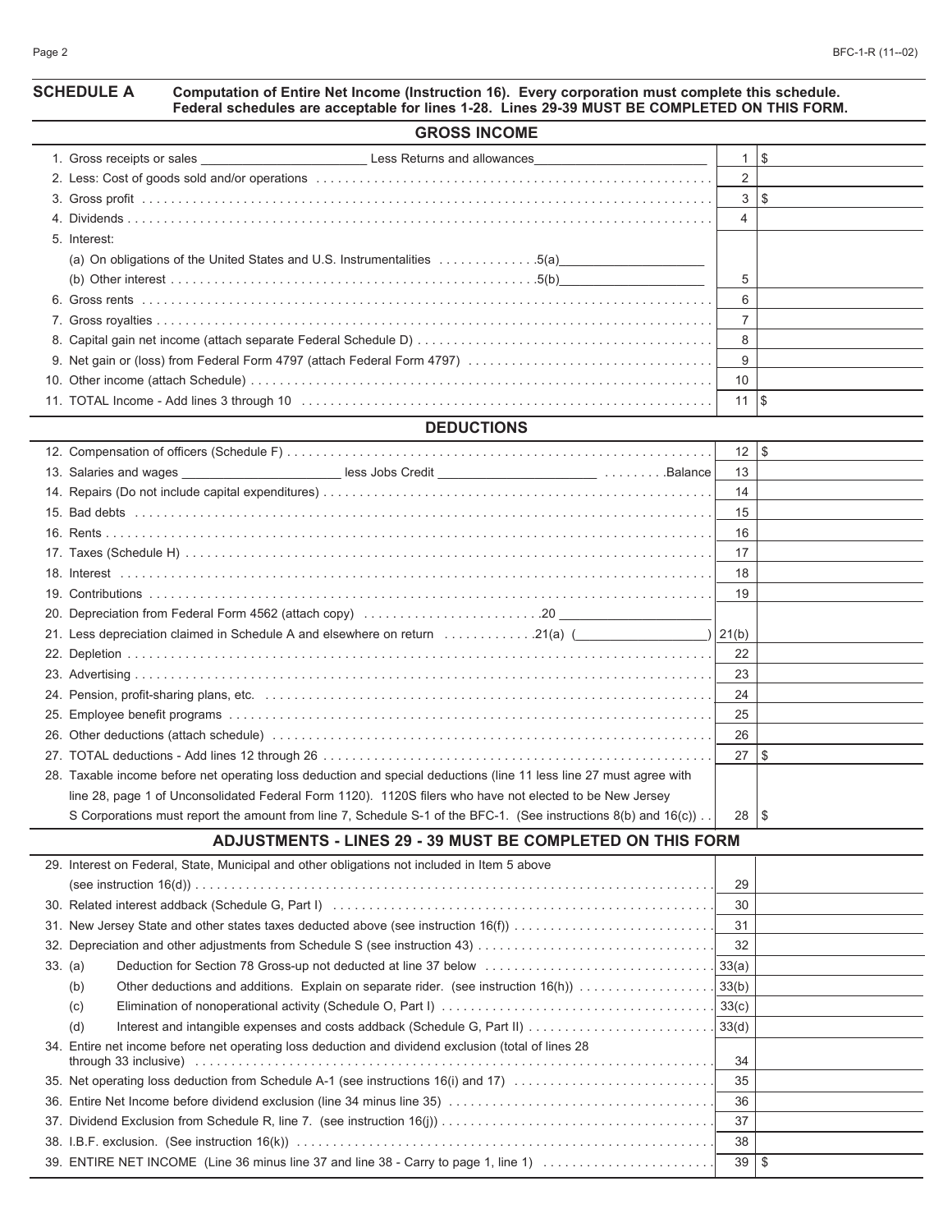## SCHEDULE A — Computation of Entire Net Income (Instruction 16). Every corporation must complete this schedule. Federal schedules are acceptable for lines 1-28. Lines 29-39 MUST BE COMPLETED ON THIS FORM.

### GROSS INCOME

| Line | Description | No. | Amount |
|---|---|---|---|
| 1. | Gross receipts or sales ________ Less Returns and allowances ________ | 1 | $ |
| 2. | Less: Cost of goods sold and/or operations | 2 | |
| 3. | Gross profit | 3 | $ |
| 4. | Dividends | 4 | |
| 5. | Interest: | | |
| | (a) On obligations of the United States and U.S. Instrumentalities .5(a) ________ | | |
| | (b) Other interest .5(b) ________ | 5 | |
| 6. | Gross rents | 6 | |
| 7. | Gross royalties | 7 | |
| 8. | Capital gain net income (attach separate Federal Schedule D) | 8 | |
| 9. | Net gain or (loss) from Federal Form 4797 (attach Federal Form 4797) | 9 | |
| 10. | Other income (attach Schedule) | 10 | |
| 11. | TOTAL Income - Add lines 3 through 10 | 11 | $ |

### DEDUCTIONS

| Line | Description | No. | Amount |
|---|---|---|---|
| 12. | Compensation of officers (Schedule F) | 12 | $ |
| 13. | Salaries and wages ________ less Jobs Credit ________ Balance | 13 | |
| 14. | Repairs (Do not include capital expenditures) | 14 | |
| 15. | Bad debts | 15 | |
| 16. | Rents | 16 | |
| 17. | Taxes (Schedule H) | 17 | |
| 18. | Interest | 18 | |
| 19. | Contributions | 19 | |
| 20. | Depreciation from Federal Form 4562 (attach copy) .20 ________ | | |
| 21. | Less depreciation claimed in Schedule A and elsewhere on return .21(a) ( ________ ) | 21(b) | |
| 22. | Depletion | 22 | |
| 23. | Advertising | 23 | |
| 24. | Pension, profit-sharing plans, etc. | 24 | |
| 25. | Employee benefit programs | 25 | |
| 26. | Other deductions (attach schedule) | 26 | |
| 27. | TOTAL deductions - Add lines 12 through 26 | 27 | $ |
| 28. | Taxable income before net operating loss deduction and special deductions (line 11 less line 27 must agree with line 28, page 1 of Unconsolidated Federal Form 1120). 1120S filers who have not elected to be New Jersey S Corporations must report the amount from line 7, Schedule S-1 of the BFC-1. (See instructions 8(b) and 16(c)) | 28 | $ |

### ADJUSTMENTS - LINES 29 - 39 MUST BE COMPLETED ON THIS FORM

| Line | Description | No. | Amount |
|---|---|---|---|
| 29. | Interest on Federal, State, Municipal and other obligations not included in Item 5 above (see instruction 16(d)) | 29 | |
| 30. | Related interest addback (Schedule G, Part I) | 30 | |
| 31. | New Jersey State and other states taxes deducted above (see instruction 16(f)) | 31 | |
| 32. | Depreciation and other adjustments from Schedule S (see instruction 43) | 32 | |
| 33. (a) | Deduction for Section 78 Gross-up not deducted at line 37 below | 33(a) | |
| (b) | Other deductions and additions. Explain on separate rider. (see instruction 16(h)) | 33(b) | |
| (c) | Elimination of nonoperational activity (Schedule O, Part I) | 33(c) | |
| (d) | Interest and intangible expenses and costs addback (Schedule G, Part II) | 33(d) | |
| 34. | Entire net income before net operating loss deduction and dividend exclusion (total of lines 28 through 33 inclusive) | 34 | |
| 35. | Net operating loss deduction from Schedule A-1 (see instructions 16(i) and 17) | 35 | |
| 36. | Entire Net Income before dividend exclusion (line 34 minus line 35) | 36 | |
| 37. | Dividend Exclusion from Schedule R, line 7. (see instruction 16(j)) | 37 | |
| 38. | I.B.F. exclusion. (See instruction 16(k)) | 38 | |
| 39. | ENTIRE NET INCOME (Line 36 minus line 37 and line 38 - Carry to page 1, line 1) | 39 | $ |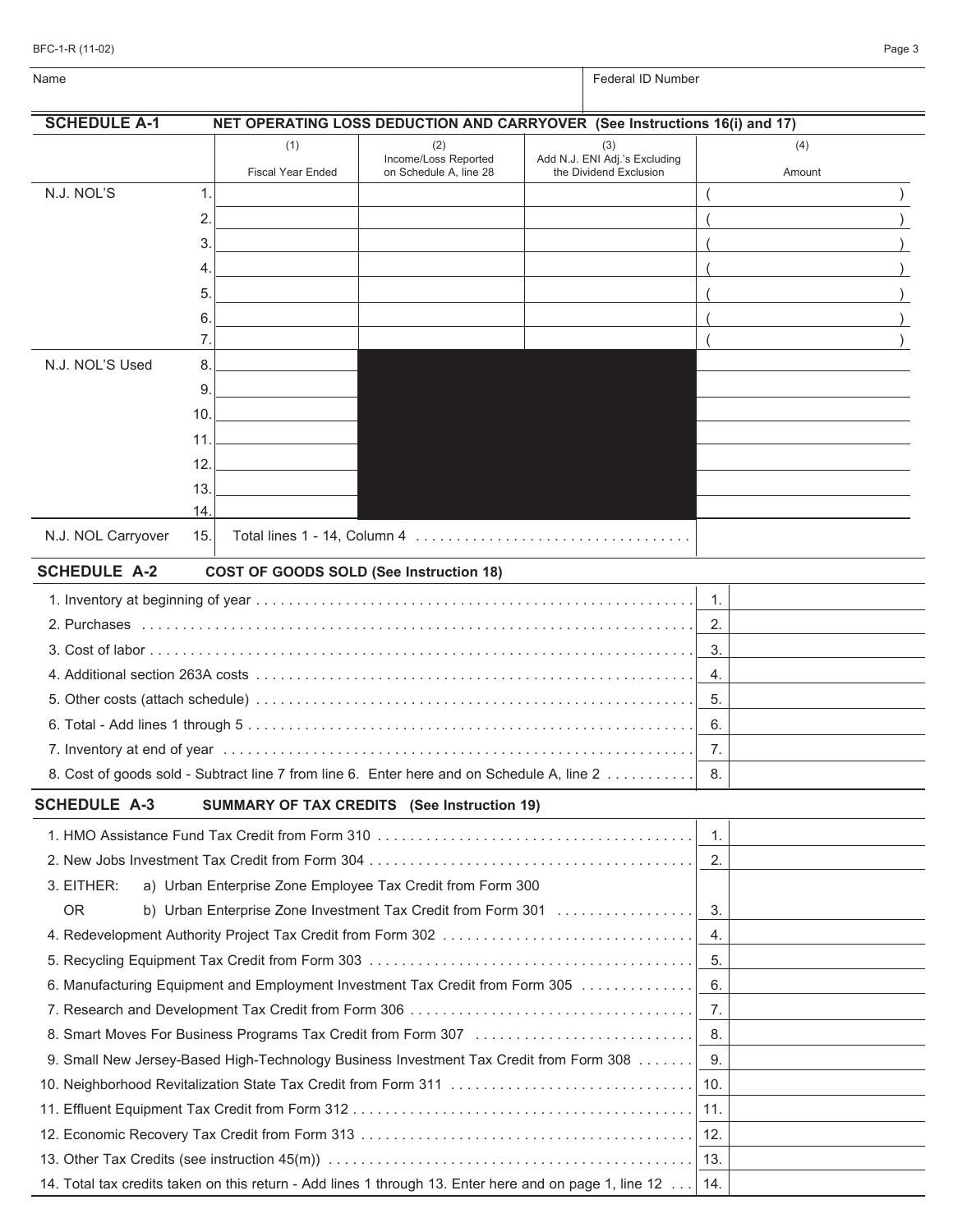BFC-1-R (11-02)

| Name | Federal ID Number |
|---|---|
| | |

## SCHEDULE A-1 NET OPERATING LOSS DEDUCTION AND CARRYOVER (See Instructions 16(i) and 17)

| | | (1) Fiscal Year Ended | (2) Income/Loss Reported on Schedule A, line 28 | (3) Add N.J. ENI Adj.'s Excluding the Dividend Exclusion | (4) Amount |
|---|---|---|---|---|---|
| N.J. NOL'S | 1. | | | | ( ) |
| | 2. | | | | ( ) |
| | 3. | | | | ( ) |
| | 4. | | | | ( ) |
| | 5. | | | | ( ) |
| | 6. | | | | ( ) |
| | 7. | | | | ( ) |
| N.J. NOL'S Used | 8. | | | | |
| | 9. | | | | |
| | 10. | | | | |
| | 11. | | | | |
| | 12. | | | | |
| | 13. | | | | |
| | 14. | | | | |
| N.J. NOL Carryover | 15. | Total lines 1 - 14, Column 4 | | | |

## SCHEDULE A-2 COST OF GOODS SOLD (See Instruction 18)

| | | |
|---|---|---|
| 1. Inventory at beginning of year | 1. | |
| 2. Purchases | 2. | |
| 3. Cost of labor | 3. | |
| 4. Additional section 263A costs | 4. | |
| 5. Other costs (attach schedule) | 5. | |
| 6. Total - Add lines 1 through 5 | 6. | |
| 7. Inventory at end of year | 7. | |
| 8. Cost of goods sold - Subtract line 7 from line 6. Enter here and on Schedule A, line 2 | 8. | |

## SCHEDULE A-3 SUMMARY OF TAX CREDITS (See Instruction 19)

| | | |
|---|---|---|
| 1. HMO Assistance Fund Tax Credit from Form 310 | 1. | |
| 2. New Jobs Investment Tax Credit from Form 304 | 2. | |
| 3. EITHER: a) Urban Enterprise Zone Employee Tax Credit from Form 300 OR b) Urban Enterprise Zone Investment Tax Credit from Form 301 | 3. | |
| 4. Redevelopment Authority Project Tax Credit from Form 302 | 4. | |
| 5. Recycling Equipment Tax Credit from Form 303 | 5. | |
| 6. Manufacturing Equipment and Employment Investment Tax Credit from Form 305 | 6. | |
| 7. Research and Development Tax Credit from Form 306 | 7. | |
| 8. Smart Moves For Business Programs Tax Credit from Form 307 | 8. | |
| 9. Small New Jersey-Based High-Technology Business Investment Tax Credit from Form 308 | 9. | |
| 10. Neighborhood Revitalization State Tax Credit from Form 311 | 10. | |
| 11. Effluent Equipment Tax Credit from Form 312 | 11. | |
| 12. Economic Recovery Tax Credit from Form 313 | 12. | |
| 13. Other Tax Credits (see instruction 45(m)) | 13. | |
| 14. Total tax credits taken on this return - Add lines 1 through 13. Enter here and on page 1, line 12 | 14. | |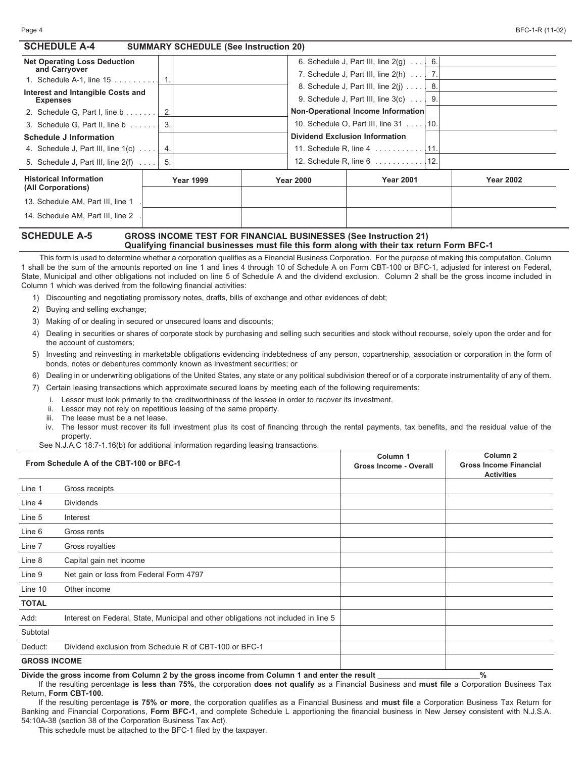## SCHEDULE A-4 SUMMARY SCHEDULE (See Instruction 20)

| | | | | | |
|---|---|---|---|---|---|
| **Net Operating Loss Deduction and Carryover** | | | 6. Schedule J, Part III, line 2(g) | 6. | |
| 1. Schedule A-1, line 15 | 1. | | 7. Schedule J, Part III, line 2(h) | 7. | |
| **Interest and Intangible Costs and Expenses** | | | 8. Schedule J, Part III, line 2(j) | 8. | |
| | | | 9. Schedule J, Part III, line 3(c) | 9. | |
| 2. Schedule G, Part I, line b | 2. | | **Non-Operational Income Information** | | |
| 3. Schedule G, Part II, line b | 3. | | 10. Schedule O, Part III, line 31 | 10. | |
| **Schedule J Information** | | | **Dividend Exclusion Information** | | |
| 4. Schedule J, Part III, line 1(c) | 4. | | 11. Schedule R, line 4 | 11. | |
| 5. Schedule J, Part III, line 2(f) | 5. | | 12. Schedule R, line 6 | 12. | |

| **Historical Information (All Corporations)** | **Year 1999** | **Year 2000** | **Year 2001** | **Year 2002** |
|---|---|---|---|---|
| 13. Schedule AM, Part III, line 1 | | | | |
| 14. Schedule AM, Part III, line 2 | | | | |

## SCHEDULE A-5 GROSS INCOME TEST FOR FINANCIAL BUSINESSES (See Instruction 21)

**Qualifying financial businesses must file this form along with their tax return Form BFC-1**

This form is used to determine whether a corporation qualifies as a Financial Business Corporation. For the purpose of making this computation, Column 1 shall be the sum of the amounts reported on line 1 and lines 4 through 10 of Schedule A on Form CBT-100 or BFC-1, adjusted for interest on Federal, State, Municipal and other obligations not included on line 5 of Schedule A and the dividend exclusion. Column 2 shall be the gross income included in Column 1 which was derived from the following financial activities:

1) Discounting and negotiating promissory notes, drafts, bills of exchange and other evidences of debt;
2) Buying and selling exchange;
3) Making of or dealing in secured or unsecured loans and discounts;
4) Dealing in securities or shares of corporate stock by purchasing and selling such securities and stock without recourse, solely upon the order and for the account of customers;
5) Investing and reinvesting in marketable obligations evidencing indebtedness of any person, copartnership, association or corporation in the form of bonds, notes or debentures commonly known as investment securities; or
6) Dealing in or underwriting obligations of the United States, any state or any political subdivision thereof or of a corporate instrumentality of any of them.
7) Certain leasing transactions which approximate secured loans by meeting each of the following requirements:
   i. Lessor must look primarily to the creditworthiness of the lessee in order to recover its investment.
   ii. Lessor may not rely on repetitious leasing of the same property.
   iii. The lease must be a net lease.
   iv. The lessor must recover its full investment plus its cost of financing through the rental payments, tax benefits, and the residual value of the property.

See N.J.A.C 18:7-1.16(b) for additional information regarding leasing transactions.

| From Schedule A of the CBT-100 or BFC-1 | | Column 1 Gross Income - Overall | Column 2 Gross Income Financial Activities |
|---|---|---|---|
| Line 1 | Gross receipts | | |
| Line 4 | Dividends | | |
| Line 5 | Interest | | |
| Line 6 | Gross rents | | |
| Line 7 | Gross royalties | | |
| Line 8 | Capital gain net income | | |
| Line 9 | Net gain or loss from Federal Form 4797 | | |
| Line 10 | Other income | | |
| **TOTAL** | | | |
| Add: | Interest on Federal, State, Municipal and other obligations not included in line 5 | | |
| Subtotal | | | |
| Deduct: | Dividend exclusion from Schedule R of CBT-100 or BFC-1 | | |
| **GROSS INCOME** | | | |

**Divide the gross income from Column 2 by the gross income from Column 1 and enter the result \_\_\_\_\_\_\_\_\_\_\_\_\_\_\_\_\_\_\_\_\_\_%**

If the resulting percentage **is less than 75%**, the corporation **does not qualify** as a Financial Business and **must file** a Corporation Business Tax Return, **Form CBT-100.**

If the resulting percentage **is 75% or more**, the corporation qualifies as a Financial Business and **must file** a Corporation Business Tax Return for Banking and Financial Corporations, **Form BFC-1**, and complete Schedule L apportioning the financial business in New Jersey consistent with N.J.S.A. 54:10A-38 (section 38 of the Corporation Business Tax Act).

This schedule must be attached to the BFC-1 filed by the taxpayer.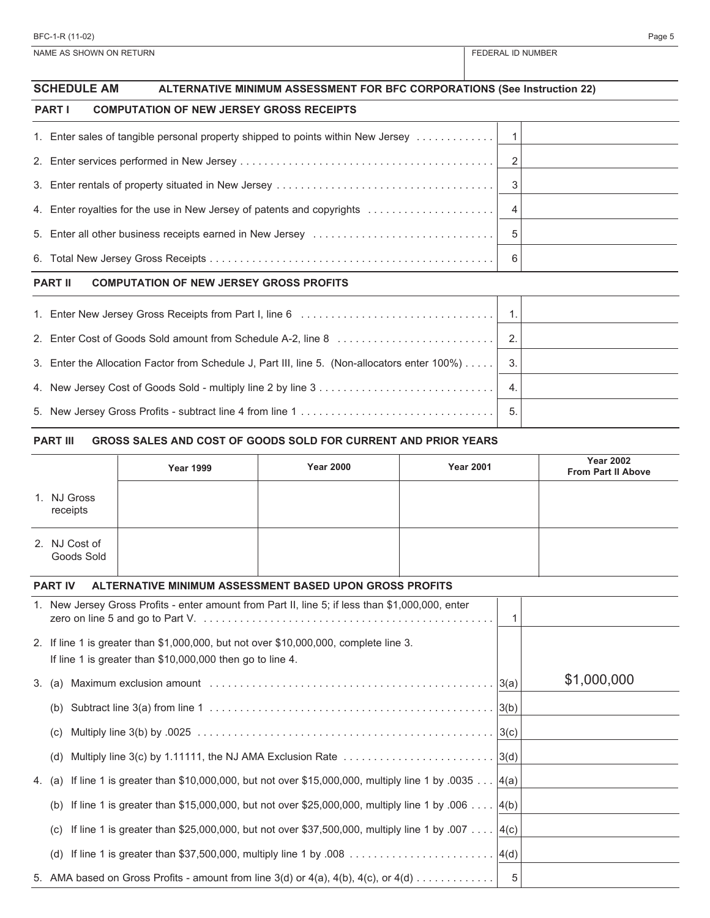NAME AS SHOWN ON RETURN | FEDERAL ID NUMBER

## SCHEDULE AM ALTERNATIVE MINIMUM ASSESSMENT FOR BFC CORPORATIONS (See Instruction 22)

### PART I COMPUTATION OF NEW JERSEY GROSS RECEIPTS

| | Line | Amount |
|---|---|---|
| 1. Enter sales of tangible personal property shipped to points within New Jersey | 1 | |
| 2. Enter services performed in New Jersey | 2 | |
| 3. Enter rentals of property situated in New Jersey | 3 | |
| 4. Enter royalties for the use in New Jersey of patents and copyrights | 4 | |
| 5. Enter all other business receipts earned in New Jersey | 5 | |
| 6. Total New Jersey Gross Receipts | 6 | |

### PART II COMPUTATION OF NEW JERSEY GROSS PROFITS

| | Line | Amount |
|---|---|---|
| 1. Enter New Jersey Gross Receipts from Part I, line 6 | 1. | |
| 2. Enter Cost of Goods Sold amount from Schedule A-2, line 8 | 2. | |
| 3. Enter the Allocation Factor from Schedule J, Part III, line 5. (Non-allocators enter 100%) | 3. | |
| 4. New Jersey Cost of Goods Sold - multiply line 2 by line 3 | 4. | |
| 5. New Jersey Gross Profits - subtract line 4 from line 1 | 5. | |

### PART III GROSS SALES AND COST OF GOODS SOLD FOR CURRENT AND PRIOR YEARS

| | Year 1999 | Year 2000 | Year 2001 | Year 2002 From Part II Above |
|---|---|---|---|---|
| 1. NJ Gross receipts | | | | |
| 2. NJ Cost of Goods Sold | | | | |

### PART IV ALTERNATIVE MINIMUM ASSESSMENT BASED UPON GROSS PROFITS

| | Line | Amount |
|---|---|---|
| 1. New Jersey Gross Profits - enter amount from Part II, line 5; if less than $1,000,000, enter zero on line 5 and go to Part V. | 1 | |
| 2. If line 1 is greater than $1,000,000, but not over $10,000,000, complete line 3. If line 1 is greater than $10,000,000 then go to line 4. | | |
| 3. (a) Maximum exclusion amount | 3(a) | $1,000,000 |
| (b) Subtract line 3(a) from line 1 | 3(b) | |
| (c) Multiply line 3(b) by .0025 | 3(c) | |
| (d) Multiply line 3(c) by 1.11111, the NJ AMA Exclusion Rate | 3(d) | |
| 4. (a) If line 1 is greater than $10,000,000, but not over $15,000,000, multiply line 1 by .0035 | 4(a) | |
| (b) If line 1 is greater than $15,000,000, but not over $25,000,000, multiply line 1 by .006 | 4(b) | |
| (c) If line 1 is greater than $25,000,000, but not over $37,500,000, multiply line 1 by .007 | 4(c) | |
| (d) If line 1 is greater than $37,500,000, multiply line 1 by .008 | 4(d) | |
| 5. AMA based on Gross Profits - amount from line 3(d) or 4(a), 4(b), 4(c), or 4(d) | 5 | |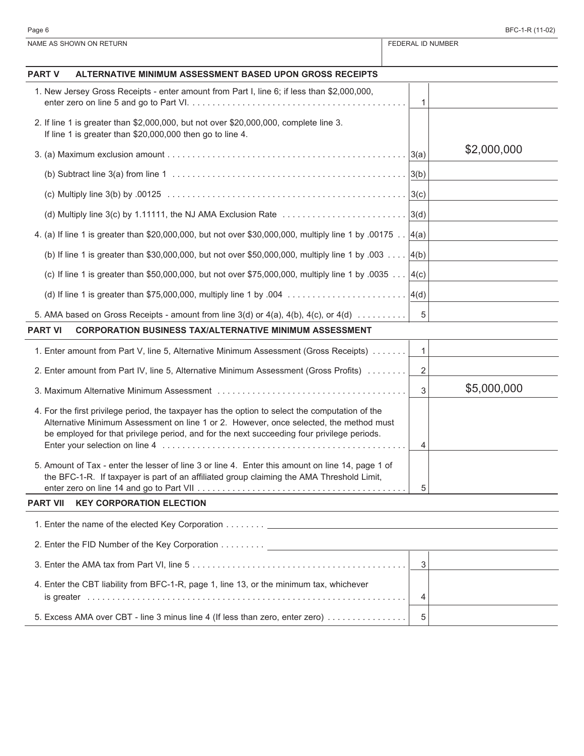BFC-1-R (11-02)

| NAME AS SHOWN ON RETURN | FEDERAL ID NUMBER |
|---|---|
| | |

## PART V ALTERNATIVE MINIMUM ASSESSMENT BASED UPON GROSS RECEIPTS

| | Line | Amount |
|---|---|---|
| 1. New Jersey Gross Receipts - enter amount from Part I, line 6; if less than $2,000,000, enter zero on line 5 and go to Part VI. | 1 | |
| 2. If line 1 is greater than $2,000,000, but not over $20,000,000, complete line 3. If line 1 is greater than $20,000,000 then go to line 4. | | |
| 3. (a) Maximum exclusion amount | 3(a) | $2,000,000 |
| (b) Subtract line 3(a) from line 1 | 3(b) | |
| (c) Multiply line 3(b) by .00125 | 3(c) | |
| (d) Multiply line 3(c) by 1.11111, the NJ AMA Exclusion Rate | 3(d) | |
| 4. (a) If line 1 is greater than $20,000,000, but not over $30,000,000, multiply line 1 by .00175 | 4(a) | |
| (b) If line 1 is greater than $30,000,000, but not over $50,000,000, multiply line 1 by .003 | 4(b) | |
| (c) If line 1 is greater than $50,000,000, but not over $75,000,000, multiply line 1 by .0035 | 4(c) | |
| (d) If line 1 is greater than $75,000,000, multiply line 1 by .004 | 4(d) | |
| 5. AMA based on Gross Receipts - amount from line 3(d) or 4(a), 4(b), 4(c), or 4(d) | 5 | |

## PART VI CORPORATION BUSINESS TAX/ALTERNATIVE MINIMUM ASSESSMENT

| | Line | Amount |
|---|---|---|
| 1. Enter amount from Part V, line 5, Alternative Minimum Assessment (Gross Receipts) | 1 | |
| 2. Enter amount from Part IV, line 5, Alternative Minimum Assessment (Gross Profits) | 2 | |
| 3. Maximum Alternative Minimum Assessment | 3 | $5,000,000 |
| 4. For the first privilege period, the taxpayer has the option to select the computation of the Alternative Minimum Assessment on line 1 or 2. However, once selected, the method must be employed for that privilege period, and for the next succeeding four privilege periods. Enter your selection on line 4 | 4 | |
| 5. Amount of Tax - enter the lesser of line 3 or line 4. Enter this amount on line 14, page 1 of the BFC-1-R. If taxpayer is part of an affiliated group claiming the AMA Threshold Limit, enter zero on line 14 and go to Part VII | 5 | |

## PART VII KEY CORPORATION ELECTION

1. Enter the name of the elected Key Corporation ________________

2. Enter the FID Number of the Key Corporation ________________

| | Line | Amount |
|---|---|---|
| 3. Enter the AMA tax from Part VI, line 5 | 3 | |
| 4. Enter the CBT liability from BFC-1-R, page 1, line 13, or the minimum tax, whichever is greater | 4 | |
| 5. Excess AMA over CBT - line 3 minus line 4 (If less than zero, enter zero) | 5 | |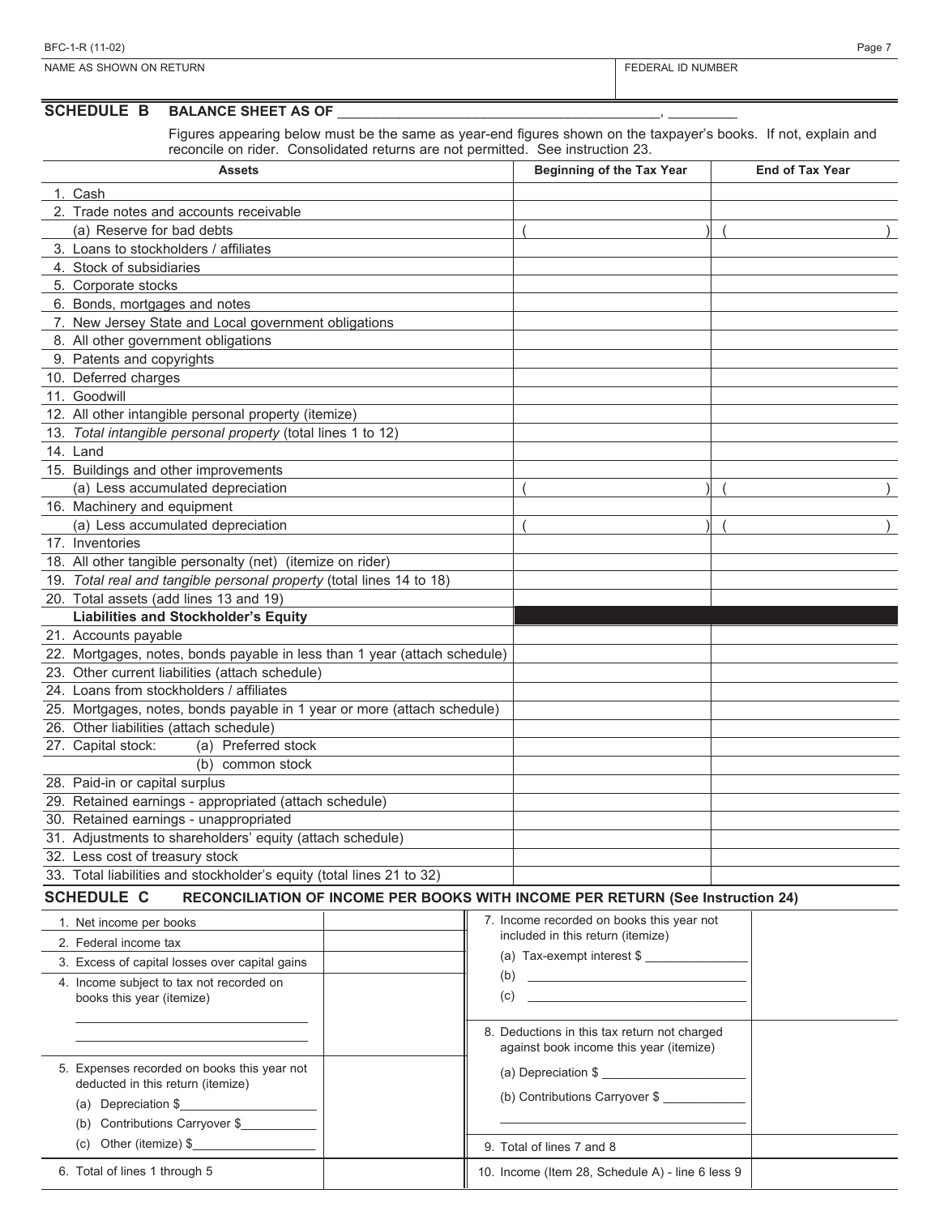NAME AS SHOWN ON RETURN | FEDERAL ID NUMBER

## SCHEDULE B BALANCE SHEET AS OF ________________________________________, _________

Figures appearing below must be the same as year-end figures shown on the taxpayer's books. If not, explain and reconcile on rider. Consolidated returns are not permitted. See instruction 23.

| Assets | Beginning of the Tax Year | End of Tax Year |
|---|---|---|
| 1. Cash | | |
| 2. Trade notes and accounts receivable | | |
| (a) Reserve for bad debts | ( ) | ( ) |
| 3. Loans to stockholders / affiliates | | |
| 4. Stock of subsidiaries | | |
| 5. Corporate stocks | | |
| 6. Bonds, mortgages and notes | | |
| 7. New Jersey State and Local government obligations | | |
| 8. All other government obligations | | |
| 9. Patents and copyrights | | |
| 10. Deferred charges | | |
| 11. Goodwill | | |
| 12. All other intangible personal property (itemize) | | |
| 13. *Total intangible personal property* (total lines 1 to 12) | | |
| 14. Land | | |
| 15. Buildings and other improvements | | |
| (a) Less accumulated depreciation | ( ) | ( ) |
| 16. Machinery and equipment | | |
| (a) Less accumulated depreciation | ( ) | ( ) |
| 17. Inventories | | |
| 18. All other tangible personalty (net) (itemize on rider) | | |
| 19. *Total real and tangible personal property* (total lines 14 to 18) | | |
| 20. Total assets (add lines 13 and 19) | | |
| **Liabilities and Stockholder's Equity** | | |
| 21. Accounts payable | | |
| 22. Mortgages, notes, bonds payable in less than 1 year (attach schedule) | | |
| 23. Other current liabilities (attach schedule) | | |
| 24. Loans from stockholders / affiliates | | |
| 25. Mortgages, notes, bonds payable in 1 year or more (attach schedule) | | |
| 26. Other liabilities (attach schedule) | | |
| 27. Capital stock: (a) Preferred stock | | |
| (b) common stock | | |
| 28. Paid-in or capital surplus | | |
| 29. Retained earnings - appropriated (attach schedule) | | |
| 30. Retained earnings - unappropriated | | |
| 31. Adjustments to shareholders' equity (attach schedule) | | |
| 32. Less cost of treasury stock | | |
| 33. Total liabilities and stockholder's equity (total lines 21 to 32) | | |

## SCHEDULE C RECONCILIATION OF INCOME PER BOOKS WITH INCOME PER RETURN (See Instruction 24)

| | | | |
|---|---|---|---|
| 1. Net income per books | | 7. Income recorded on books this year not included in this return (itemize)<br>(a) Tax-exempt interest $ ________<br>(b) ________<br>(c) ________ | |
| 2. Federal income tax | | | |
| 3. Excess of capital losses over capital gains | | | |
| 4. Income subject to tax not recorded on books this year (itemize)<br>________<br>________ | | 8. Deductions in this tax return not charged against book income this year (itemize)<br>(a) Depreciation $ ________<br>(b) Contributions Carryover $ ________<br>________ | |
| 5. Expenses recorded on books this year not deducted in this return (itemize)<br>(a) Depreciation $________<br>(b) Contributions Carryover $________<br>(c) Other (itemize) $________ | | 9. Total of lines 7 and 8 | |
| 6. Total of lines 1 through 5 | | 10. Income (Item 28, Schedule A) - line 6 less 9 | |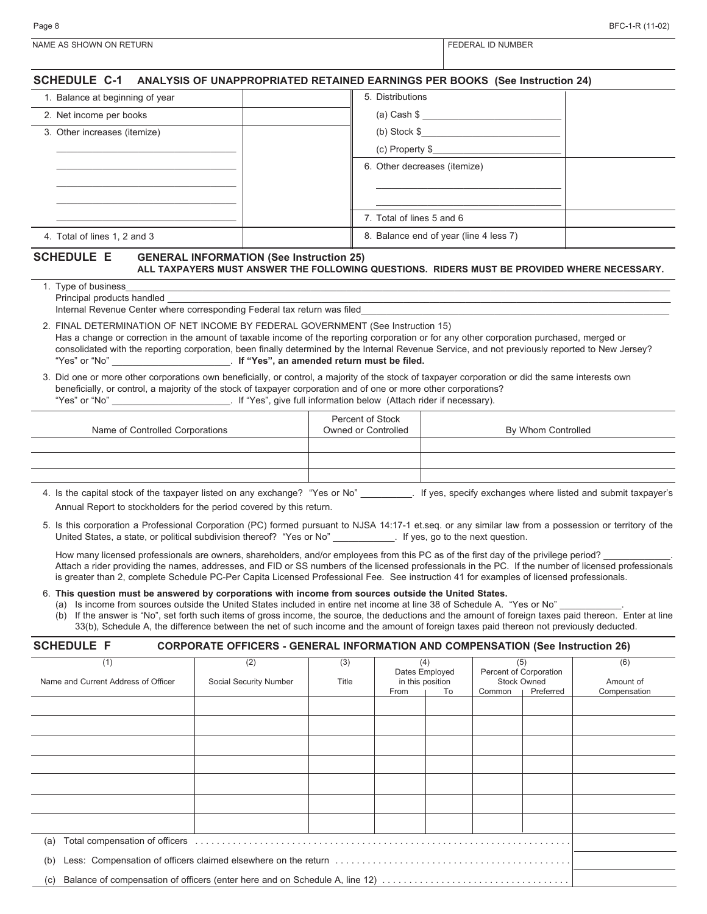BFC-1-R (11-02)

| NAME AS SHOWN ON RETURN | FEDERAL ID NUMBER |
|---|---|
| | |

## SCHEDULE C-1 ANALYSIS OF UNAPPROPRIATED RETAINED EARNINGS PER BOOKS (See Instruction 24)

| | | | |
|---|---|---|---|
| 1. Balance at beginning of year | | 5. Distributions | |
| 2. Net income per books | | (a) Cash $ ______ | |
| 3. Other increases (itemize) | | (b) Stock $ ______ | |
| ______ | | (c) Property $ ______ | |
| ______ | | 6. Other decreases (itemize) | |
| ______ | | ______ | |
| ______ | | ______ | |
| ______ | | 7. Total of lines 5 and 6 | |
| 4. Total of lines 1, 2 and 3 | | 8. Balance end of year (line 4 less 7) | |

## SCHEDULE E GENERAL INFORMATION (See Instruction 25)

**ALL TAXPAYERS MUST ANSWER THE FOLLOWING QUESTIONS. RIDERS MUST BE PROVIDED WHERE NECESSARY.**

1. Type of business ______
   Principal products handled ______
   Internal Revenue Center where corresponding Federal tax return was filed ______

2. FINAL DETERMINATION OF NET INCOME BY FEDERAL GOVERNMENT (See Instruction 15)
   Has a change or correction in the amount of taxable income of the reporting corporation or for any other corporation purchased, merged or consolidated with the reporting corporation, been finally determined by the Internal Revenue Service, and not previously reported to New Jersey? "Yes" or "No" ______. **If "Yes", an amended return must be filed.**

3. Did one or more other corporations own beneficially, or control, a majority of the stock of taxpayer corporation or did the same interests own beneficially, or control, a majority of the stock of taxpayer corporation and of one or more other corporations?
   "Yes" or "No" ______. If "Yes", give full information below (Attach rider if necessary).

| Name of Controlled Corporations | Percent of Stock Owned or Controlled | By Whom Controlled |
|---|---|---|
| | | |
| | | |
| | | |

4. Is the capital stock of the taxpayer listed on any exchange? "Yes or No" ______. If yes, specify exchanges where listed and submit taxpayer's Annual Report to stockholders for the period covered by this return.

5. Is this corporation a Professional Corporation (PC) formed pursuant to NJSA 14:17-1 et.seq. or any similar law from a possession or territory of the United States, a state, or political subdivision thereof? "Yes or No" ______. If yes, go to the next question.

   How many licensed professionals are owners, shareholders, and/or employees from this PC as of the first day of the privilege period? ______. Attach a rider providing the names, addresses, and FID or SS numbers of the licensed professionals in the PC. If the number of licensed professionals is greater than 2, complete Schedule PC-Per Capita Licensed Professional Fee. See instruction 41 for examples of licensed professionals.

6. **This question must be answered by corporations with income from sources outside the United States.**
   (a) Is income from sources outside the United States included in entire net income at line 38 of Schedule A. "Yes or No" ______.
   (b) If the answer is "No", set forth such items of gross income, the source, the deductions and the amount of foreign taxes paid thereon. Enter at line 33(b), Schedule A, the difference between the net of such income and the amount of foreign taxes paid thereon not previously deducted.

## SCHEDULE F CORPORATE OFFICERS - GENERAL INFORMATION AND COMPENSATION (See Instruction 26)

| (1) Name and Current Address of Officer | (2) Social Security Number | (3) Title | (4) Dates Employed in this position | | (5) Percent of Corporation Stock Owned | | (6) Amount of Compensation |
|---|---|---|---|---|---|---|---|
| | | | From | To | Common | Preferred | |
| | | | | | | | |
| | | | | | | | |
| | | | | | | | |
| | | | | | | | |
| | | | | | | | |
| | | | | | | | |
| | | | | | | | |

| | |
|---|---|
| (a) Total compensation of officers | |
| (b) Less: Compensation of officers claimed elsewhere on the return | |
| (c) Balance of compensation of officers (enter here and on Schedule A, line 12) | |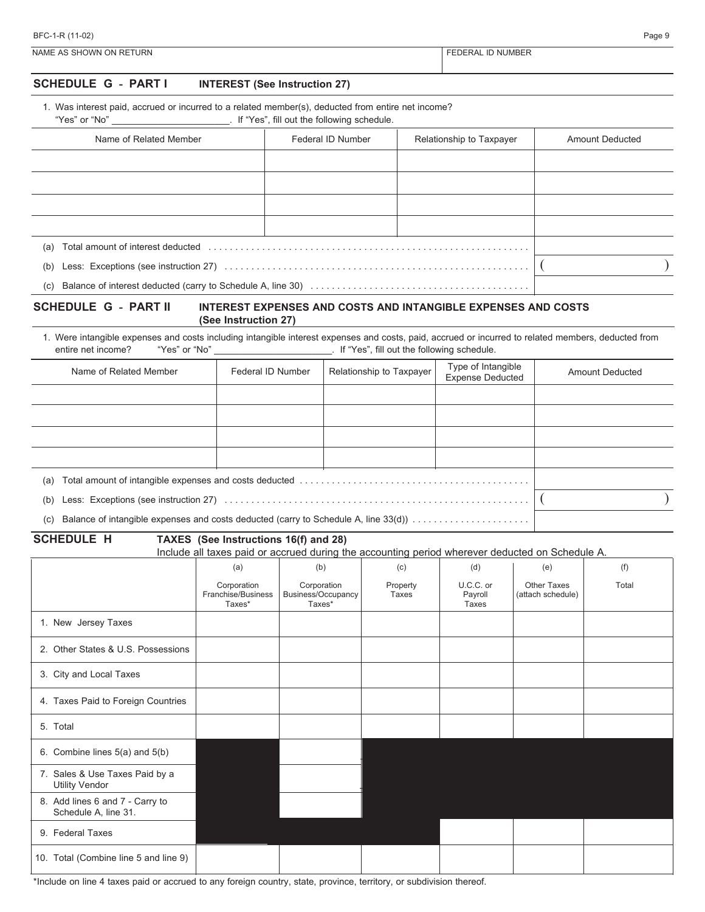NAME AS SHOWN ON RETURN | FEDERAL ID NUMBER

## SCHEDULE G - PART I INTEREST (See Instruction 27)

1. Was interest paid, accrued or incurred to a related member(s), deducted from entire net income? "Yes" or "No" ______________________. If "Yes", fill out the following schedule.

| Name of Related Member | Federal ID Number | Relationship to Taxpayer | Amount Deducted |
|---|---|---|---|
| | | | |
| | | | |
| | | | |
| | | | |

| | |
|---|---|
| (a) Total amount of interest deducted | |
| (b) Less: Exceptions (see instruction 27) | ( ) |
| (c) Balance of interest deducted (carry to Schedule A, line 30) | |

## SCHEDULE G - PART II INTEREST EXPENSES AND COSTS AND INTANGIBLE EXPENSES AND COSTS (See Instruction 27)

1. Were intangible expenses and costs including intangible interest expenses and costs, paid, accrued or incurred to related members, deducted from entire net income? "Yes" or "No" ______________________. If "Yes", fill out the following schedule.

| Name of Related Member | Federal ID Number | Relationship to Taxpayer | Type of Intangible Expense Deducted | Amount Deducted |
|---|---|---|---|---|
| | | | | |
| | | | | |
| | | | | |
| | | | | |

| | |
|---|---|
| (a) Total amount of intangible expenses and costs deducted | |
| (b) Less: Exceptions (see instruction 27) | ( ) |
| (c) Balance of intangible expenses and costs deducted (carry to Schedule A, line 33(d)) | |

## SCHEDULE H TAXES (See Instructions 16(f) and 28)

Include all taxes paid or accrued during the accounting period wherever deducted on Schedule A.

| | (a) Corporation Franchise/Business Taxes* | (b) Corporation Business/Occupancy Taxes* | (c) Property Taxes | (d) U.C.C. or Payroll Taxes | (e) Other Taxes (attach schedule) | (f) Total |
|---|---|---|---|---|---|---|
| 1. New Jersey Taxes | | | | | | |
| 2. Other States & U.S. Possessions | | | | | | |
| 3. City and Local Taxes | | | | | | |
| 4. Taxes Paid to Foreign Countries | | | | | | |
| 5. Total | | | | | | |
| 6. Combine lines 5(a) and 5(b) | | | | | | |
| 7. Sales & Use Taxes Paid by a Utility Vendor | | | | | | |
| 8. Add lines 6 and 7 - Carry to Schedule A, line 31. | | | | | | |
| 9. Federal Taxes | | | | | | |
| 10. Total (Combine line 5 and line 9) | | | | | | |

*Include on line 4 taxes paid or accrued to any foreign country, state, province, territory, or subdivision thereof.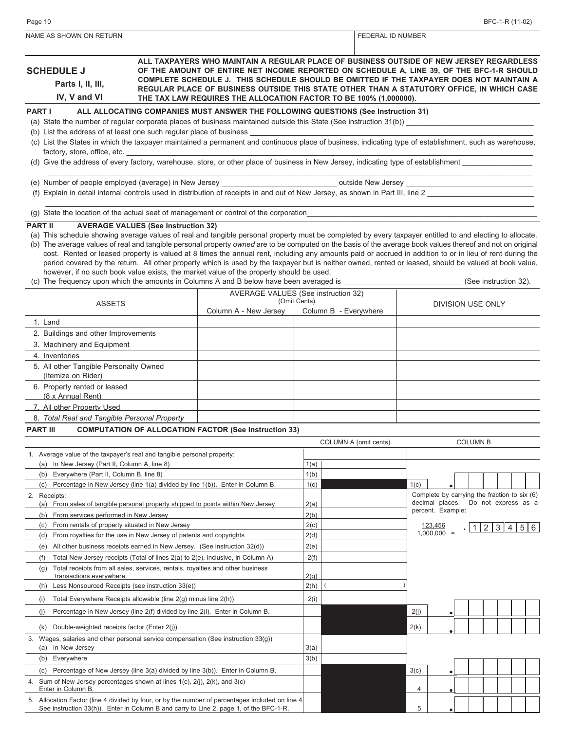| NAME AS SHOWN ON RETURN | FEDERAL ID NUMBER |
|---|---|
| | |

## SCHEDULE J

**Parts I, II, III, IV, V and VI**

**ALL TAXPAYERS WHO MAINTAIN A REGULAR PLACE OF BUSINESS OUTSIDE OF NEW JERSEY REGARDLESS OF THE AMOUNT OF ENTIRE NET INCOME REPORTED ON SCHEDULE A, LINE 39, OF THE BFC-1-R SHOULD COMPLETE SCHEDULE J. THIS SCHEDULE SHOULD BE OMITTED IF THE TAXPAYER DOES NOT MAINTAIN A REGULAR PLACE OF BUSINESS OUTSIDE THIS STATE OTHER THAN A STATUTORY OFFICE, IN WHICH CASE THE TAX LAW REQUIRES THE ALLOCATION FACTOR TO BE 100% (1.000000).**

### PART I — ALL ALLOCATING COMPANIES MUST ANSWER THE FOLLOWING QUESTIONS (See Instruction 31)

(a) State the number of regular corporate places of business maintained outside this State (See instruction 31(b)) ______________

(b) List the address of at least one such regular place of business ______________

(c) List the States in which the taxpayer maintained a permanent and continuous place of business, indicating type of establishment, such as warehouse, factory, store, office, etc. ______________

(d) Give the address of every factory, warehouse, store, or other place of business in New Jersey, indicating type of establishment ______________

(e) Number of people employed (average) in New Jersey ______________ outside New Jersey ______________

(f) Explain in detail internal controls used in distribution of receipts in and out of New Jersey, as shown in Part III, line 2 ______________

(g) State the location of the actual seat of management or control of the corporation ______________

### PART II — AVERAGE VALUES (See Instruction 32)

(a) This schedule showing average values of real and tangible personal property must be completed by every taxpayer entitled to and electing to allocate.

(b) The average values of real and tangible personal property *owned* are to be computed on the basis of the average book values thereof and not on original cost. Rented or leased property is valued at 8 times the annual rent, including any amounts paid or accrued in addition to or in lieu of rent during the period covered by the return. All other property which is used by the taxpayer but is neither owned, rented or leased, should be valued at book value, however, if no such book value exists, the market value of the property should be used.

(c) The frequency upon which the amounts in Columns A and B below have been averaged is ______________ (See instruction 32).

| ASSETS | AVERAGE VALUES (See instruction 32) (Omit Cents) Column A - New Jersey | Column B - Everywhere | DIVISION USE ONLY |
|---|---|---|---|
| 1. Land | | | |
| 2. Buildings and other Improvements | | | |
| 3. Machinery and Equipment | | | |
| 4. Inventories | | | |
| 5. All other Tangible Personalty Owned (Itemize on Rider) | | | |
| 6. Property rented or leased (8 x Annual Rent) | | | |
| 7. All other Property Used | | | |
| 8. *Total Real and Tangible Personal Property* | | | |

### PART III — COMPUTATION OF ALLOCATION FACTOR (See Instruction 33)

| | | COLUMN A (omit cents) | | COLUMN B |
|---|---|---|---|---|
| 1. Average value of the taxpayer's real and tangible personal property: | | | | |
| (a) In New Jersey (Part II, Column A, line 8) | 1(a) | | | |
| (b) Everywhere (Part II, Column B, line 8) | 1(b) | | | |
| (c) Percentage in New Jersey (line 1(a) divided by line 1(b)). Enter in Column B. | 1(c) | | 1(c) | . |
| 2. Receipts: (a) From sales of tangible personal property shipped to points within New Jersey. | 2(a) | | | Complete by carrying the fraction to six (6) decimal places. Do not express as a percent. Example: $\frac{123,456}{1,000,000}$ = .123456 |
| (b) From services performed in New Jersey | 2(b) | | | |
| (c) From rentals of property situated in New Jersey | 2(c) | | | |
| (d) From royalties for the use in New Jersey of patents and copyrights | 2(d) | | | |
| (e) All other business receipts earned in New Jersey. (See instruction 32(d)) | 2(e) | | | |
| (f) Total New Jersey receipts (Total of lines 2(a) to 2(e), inclusive, in Column A) | 2(f) | | | |
| (g) Total receipts from all sales, services, rentals, royalties and other business transactions everywhere. | 2(g) | | | |
| (h) Less Nonsourced Receipts (see instruction 33(e)) | 2(h) | ( ) | | |
| (i) Total Everywhere Receipts allowable (line 2(g) minus line 2(h)) | 2(i) | | | |
| (j) Percentage in New Jersey (line 2(f) divided by line 2(i). Enter in Column B. | | | 2(j) | . |
| (k) Double-weighted receipts factor (Enter 2(j)) | | | 2(k) | . |
| 3. Wages, salaries and other personal service compensation (See instruction 33(g)) (a) In New Jersey | 3(a) | | | |
| (b) Everywhere | 3(b) | | | |
| (c) Percentage of New Jersey (line 3(a) divided by line 3(b)). Enter in Column B. | | | 3(c) | . |
| 4. Sum of New Jersey percentages shown at lines 1(c), 2(j), 2(k), and 3(c) Enter in Column B. | | | 4 | . |
| 5. Allocation Factor (line 4 divided by four, or by the number of percentages included on line 4 See instruction 33(h)). Enter in Column B and carry to Line 2, page 1, of the BFC-1-R. | | | 5 | . |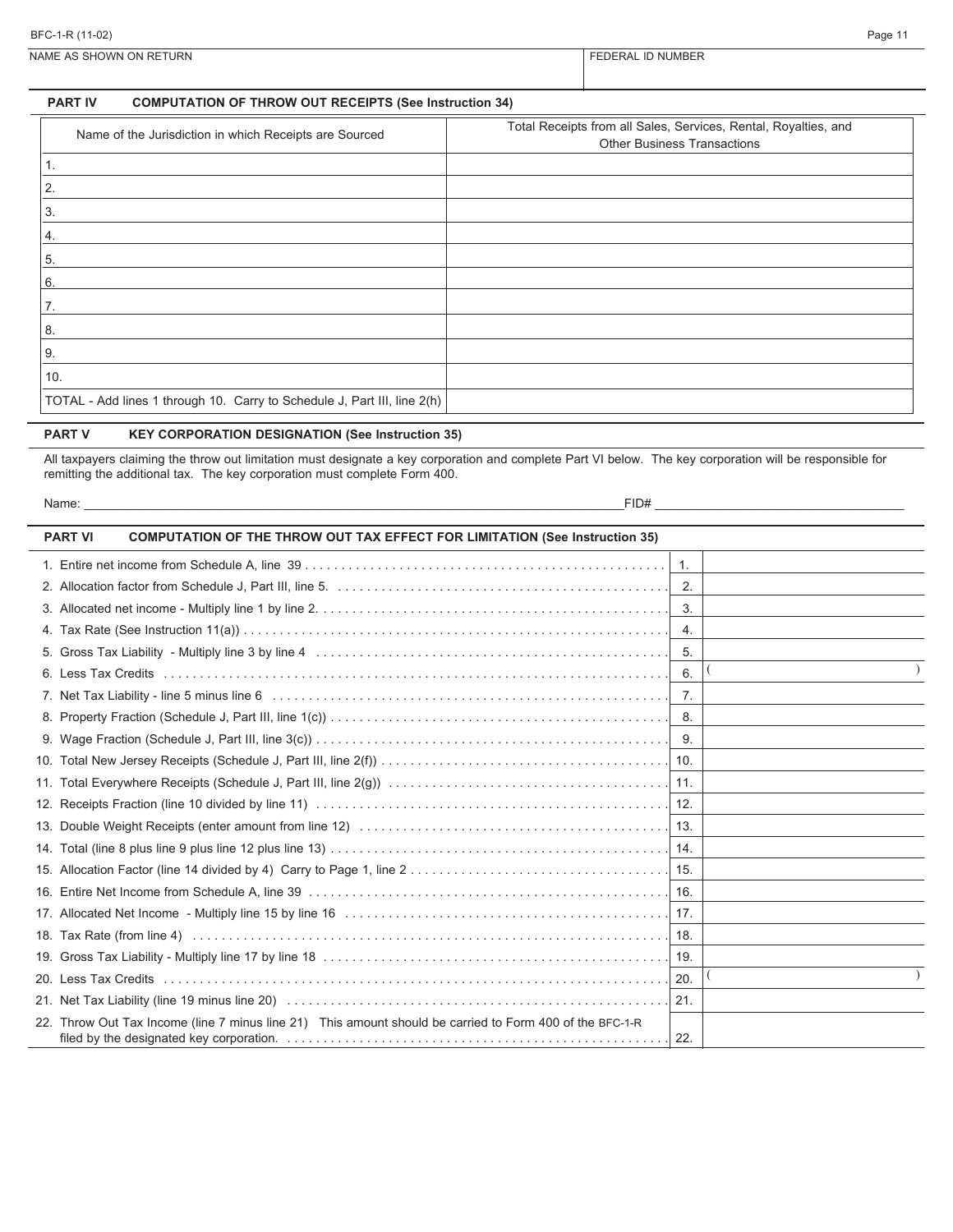BFC-1-R (11-02)

| NAME AS SHOWN ON RETURN | FEDERAL ID NUMBER |
|---|---|
| | |

## PART IV COMPUTATION OF THROW OUT RECEIPTS (See Instruction 34)

| Name of the Jurisdiction in which Receipts are Sourced | Total Receipts from all Sales, Services, Rental, Royalties, and Other Business Transactions |
|---|---|
| 1. | |
| 2. | |
| 3. | |
| 4. | |
| 5. | |
| 6. | |
| 7. | |
| 8. | |
| 9. | |
| 10. | |
| TOTAL - Add lines 1 through 10. Carry to Schedule J, Part III, line 2(h) | |

## PART V KEY CORPORATION DESIGNATION (See Instruction 35)

All taxpayers claiming the throw out limitation must designate a key corporation and complete Part VI below. The key corporation will be responsible for remitting the additional tax. The key corporation must complete Form 400.

Name: ______________________________ FID# ______________________________

## PART VI COMPUTATION OF THE THROW OUT TAX EFFECT FOR LIMITATION (See Instruction 35)

| Line | Description | No. | Amount |
|---|---|---|---|
| 1. | Entire net income from Schedule A, line 39 | 1. | |
| 2. | Allocation factor from Schedule J, Part III, line 5. | 2. | |
| 3. | Allocated net income - Multiply line 1 by line 2. | 3. | |
| 4. | Tax Rate (See Instruction 11(a)) | 4. | |
| 5. | Gross Tax Liability - Multiply line 3 by line 4 | 5. | |
| 6. | Less Tax Credits | 6. | ( ) |
| 7. | Net Tax Liability - line 5 minus line 6 | 7. | |
| 8. | Property Fraction (Schedule J, Part III, line 1(c)) | 8. | |
| 9. | Wage Fraction (Schedule J, Part III, line 3(c)) | 9. | |
| 10. | Total New Jersey Receipts (Schedule J, Part III, line 2(f)) | 10. | |
| 11. | Total Everywhere Receipts (Schedule J, Part III, line 2(g)) | 11. | |
| 12. | Receipts Fraction (line 10 divided by line 11) | 12. | |
| 13. | Double Weight Receipts (enter amount from line 12) | 13. | |
| 14. | Total (line 8 plus line 9 plus line 12 plus line 13) | 14. | |
| 15. | Allocation Factor (line 14 divided by 4) Carry to Page 1, line 2 | 15. | |
| 16. | Entire Net Income from Schedule A, line 39 | 16. | |
| 17. | Allocated Net Income - Multiply line 15 by line 16 | 17. | |
| 18. | Tax Rate (from line 4) | 18. | |
| 19. | Gross Tax Liability - Multiply line 17 by line 18 | 19. | |
| 20. | Less Tax Credits | 20. | ( ) |
| 21. | Net Tax Liability (line 19 minus line 20) | 21. | |
| 22. | Throw Out Tax Income (line 7 minus line 21) This amount should be carried to Form 400 of the BFC-1-R filed by the designated key corporation. | 22. | |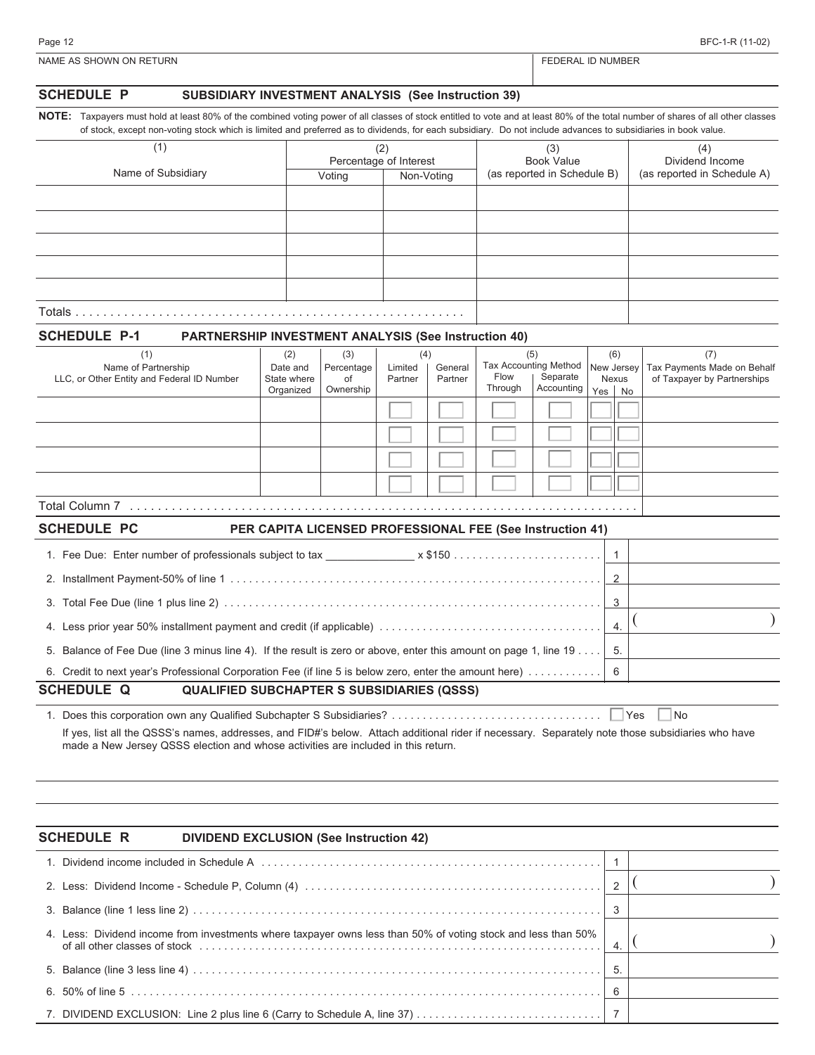NAME AS SHOWN ON RETURN | FEDERAL ID NUMBER

## SCHEDULE P SUBSIDIARY INVESTMENT ANALYSIS (See Instruction 39)

**NOTE:** Taxpayers must hold at least 80% of the combined voting power of all classes of stock entitled to vote and at least 80% of the total number of shares of all other classes of stock, except non-voting stock which is limited and preferred as to dividends, for each subsidiary. Do not include advances to subsidiaries in book value.

| (1) Name of Subsidiary | (2) Percentage of Interest | | (3) Book Value (as reported in Schedule B) | (4) Dividend Income (as reported in Schedule A) |
|---|---|---|---|---|
| | Voting | Non-Voting | | |
| | | | | |
| | | | | |
| | | | | |
| | | | | |
| | | | | |
| Totals | | | | |

## SCHEDULE P-1 PARTNERSHIP INVESTMENT ANALYSIS (See Instruction 40)

| (1) Name of Partnership LLC, or Other Entity and Federal ID Number | (2) Date and State where Organized | (3) Percentage of Ownership | (4) | | (5) Tax Accounting Method | | (6) New Jersey Nexus | | (7) Tax Payments Made on Behalf of Taxpayer by Partnerships |
|---|---|---|---|---|---|---|---|---|---|
| | | | Limited Partner | General Partner | Flow Through | Separate Accounting | Yes | No | |
| | | | ☐ | ☐ | ☐ | ☐ | ☐ | ☐ | |
| | | | ☐ | ☐ | ☐ | ☐ | ☐ | ☐ | |
| | | | ☐ | ☐ | ☐ | ☐ | ☐ | ☐ | |
| | | | ☐ | ☐ | ☐ | ☐ | ☐ | ☐ | |
| Total Column 7 | | | | | | | | | |

## SCHEDULE PC PER CAPITA LICENSED PROFESSIONAL FEE (See Instruction 41)

| | | |
|---|---|---|
| 1. Fee Due: Enter number of professionals subject to tax ______________ x $150 | 1 | |
| 2. Installment Payment-50% of line 1 | 2 | |
| 3. Total Fee Due (line 1 plus line 2) | 3 | |
| 4. Less prior year 50% installment payment and credit (if applicable) | 4. | ( ) |
| 5. Balance of Fee Due (line 3 minus line 4). If the result is zero or above, enter this amount on page 1, line 19 | 5. | |
| 6. Credit to next year's Professional Corporation Fee (if line 5 is below zero, enter the amount here) | 6 | |

## SCHEDULE Q QUALIFIED SUBCHAPTER S SUBSIDIARIES (QSSS)

1. Does this corporation own any Qualified Subchapter S Subsidiaries? ☐ Yes ☐ No

If yes, list all the QSSS's names, addresses, and FID#'s below. Attach additional rider if necessary. Separately note those subsidiaries who have made a New Jersey QSSS election and whose activities are included in this return.

## SCHEDULE R DIVIDEND EXCLUSION (See Instruction 42)

| | | |
|---|---|---|
| 1. Dividend income included in Schedule A | 1 | |
| 2. Less: Dividend Income - Schedule P, Column (4) | 2 | ( ) |
| 3. Balance (line 1 less line 2) | 3 | |
| 4. Less: Dividend income from investments where taxpayer owns less than 50% of voting stock and less than 50% of all other classes of stock | 4. | ( ) |
| 5. Balance (line 3 less line 4) | 5. | |
| 6. 50% of line 5 | 6 | |
| 7. DIVIDEND EXCLUSION: Line 2 plus line 6 (Carry to Schedule A, line 37) | 7 | |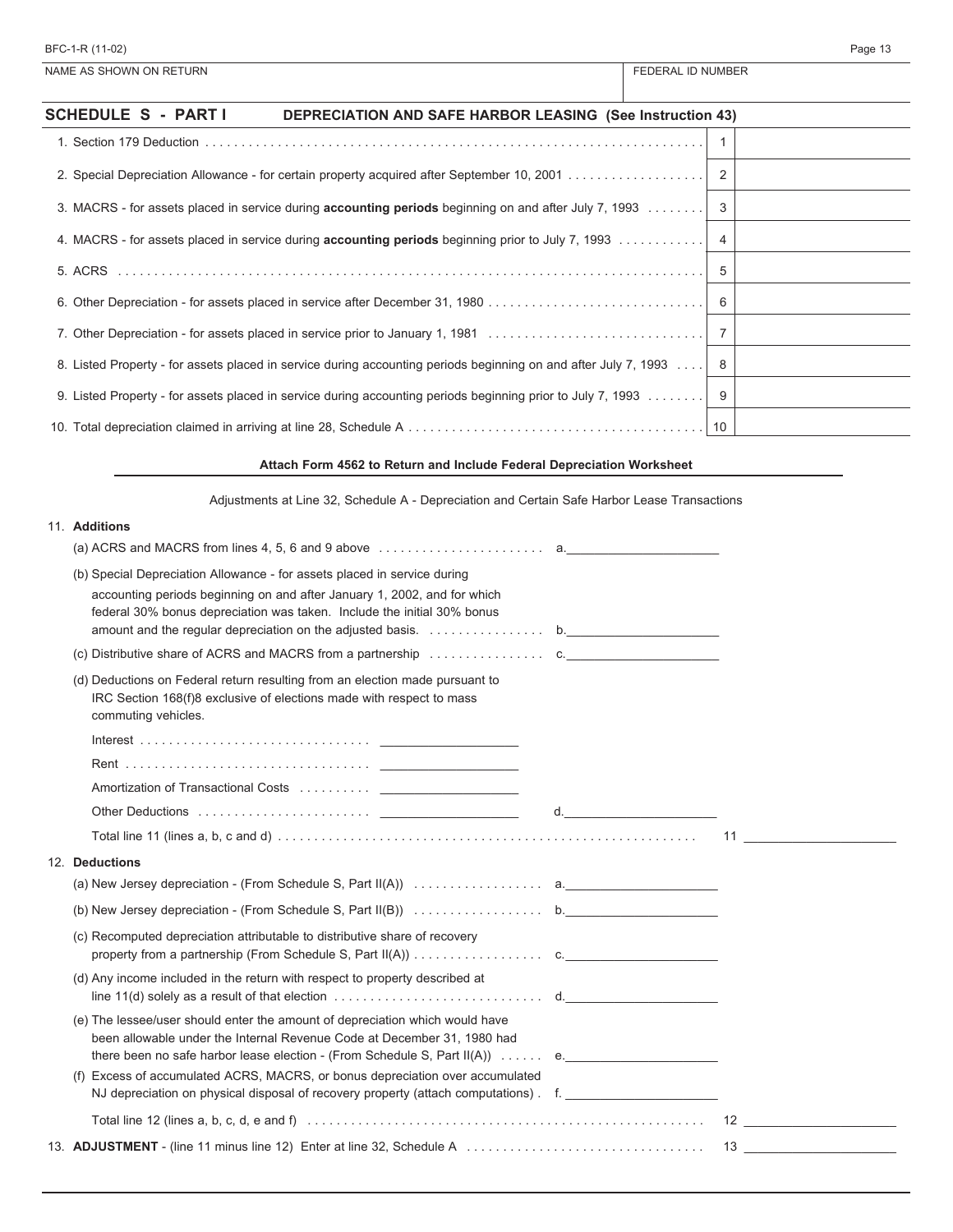BFC-1-R (11-02)

| NAME AS SHOWN ON RETURN | FEDERAL ID NUMBER |
|---|---|
| | |

## SCHEDULE S - PART I DEPRECIATION AND SAFE HARBOR LEASING (See Instruction 43)

| | | |
|---|---|---|
| 1. Section 179 Deduction | 1 | |
| 2. Special Depreciation Allowance - for certain property acquired after September 10, 2001 | 2 | |
| 3. MACRS - for assets placed in service during **accounting periods** beginning on and after July 7, 1993 | 3 | |
| 4. MACRS - for assets placed in service during **accounting periods** beginning prior to July 7, 1993 | 4 | |
| 5. ACRS | 5 | |
| 6. Other Depreciation - for assets placed in service after December 31, 1980 | 6 | |
| 7. Other Depreciation - for assets placed in service prior to January 1, 1981 | 7 | |
| 8. Listed Property - for assets placed in service during accounting periods beginning on and after July 7, 1993 | 8 | |
| 9. Listed Property - for assets placed in service during accounting periods beginning prior to July 7, 1993 | 9 | |
| 10. Total depreciation claimed in arriving at line 28, Schedule A | 10 | |

**Attach Form 4562 to Return and Include Federal Depreciation Worksheet**

Adjustments at Line 32, Schedule A - Depreciation and Certain Safe Harbor Lease Transactions

11. **Additions**

(a) ACRS and MACRS from lines 4, 5, 6 and 9 above ........ a. ____________

(b) Special Depreciation Allowance - for assets placed in service during accounting periods beginning on and after January 1, 2002, and for which federal 30% bonus depreciation was taken. Include the initial 30% bonus amount and the regular depreciation on the adjusted basis. ........ b. ____________

(c) Distributive share of ACRS and MACRS from a partnership ........ c. ____________

(d) Deductions on Federal return resulting from an election made pursuant to IRC Section 168(f)8 exclusive of elections made with respect to mass commuting vehicles.

Interest ........ ____________

Rent ........ ____________

Amortization of Transactional Costs ........ ____________

Other Deductions ........ ____________ d. ____________

Total line 11 (lines a, b, c and d) ........ 11 ____________

12. **Deductions**

(a) New Jersey depreciation - (From Schedule S, Part II(A)) ........ a. ____________

(b) New Jersey depreciation - (From Schedule S, Part II(B)) ........ b. ____________

(c) Recomputed depreciation attributable to distributive share of recovery property from a partnership (From Schedule S, Part II(A)) ........ c. ____________

(d) Any income included in the return with respect to property described at line 11(d) solely as a result of that election ........ d. ____________

(e) The lessee/user should enter the amount of depreciation which would have been allowable under the Internal Revenue Code at December 31, 1980 had there been no safe harbor lease election - (From Schedule S, Part II(A)) ........ e. ____________

(f) Excess of accumulated ACRS, MACRS, or bonus depreciation over accumulated NJ depreciation on physical disposal of recovery property (attach computations) . f. ____________

Total line 12 (lines a, b, c, d, e and f) ........ 12 ____________

13. **ADJUSTMENT** - (line 11 minus line 12) Enter at line 32, Schedule A ........ 13 ____________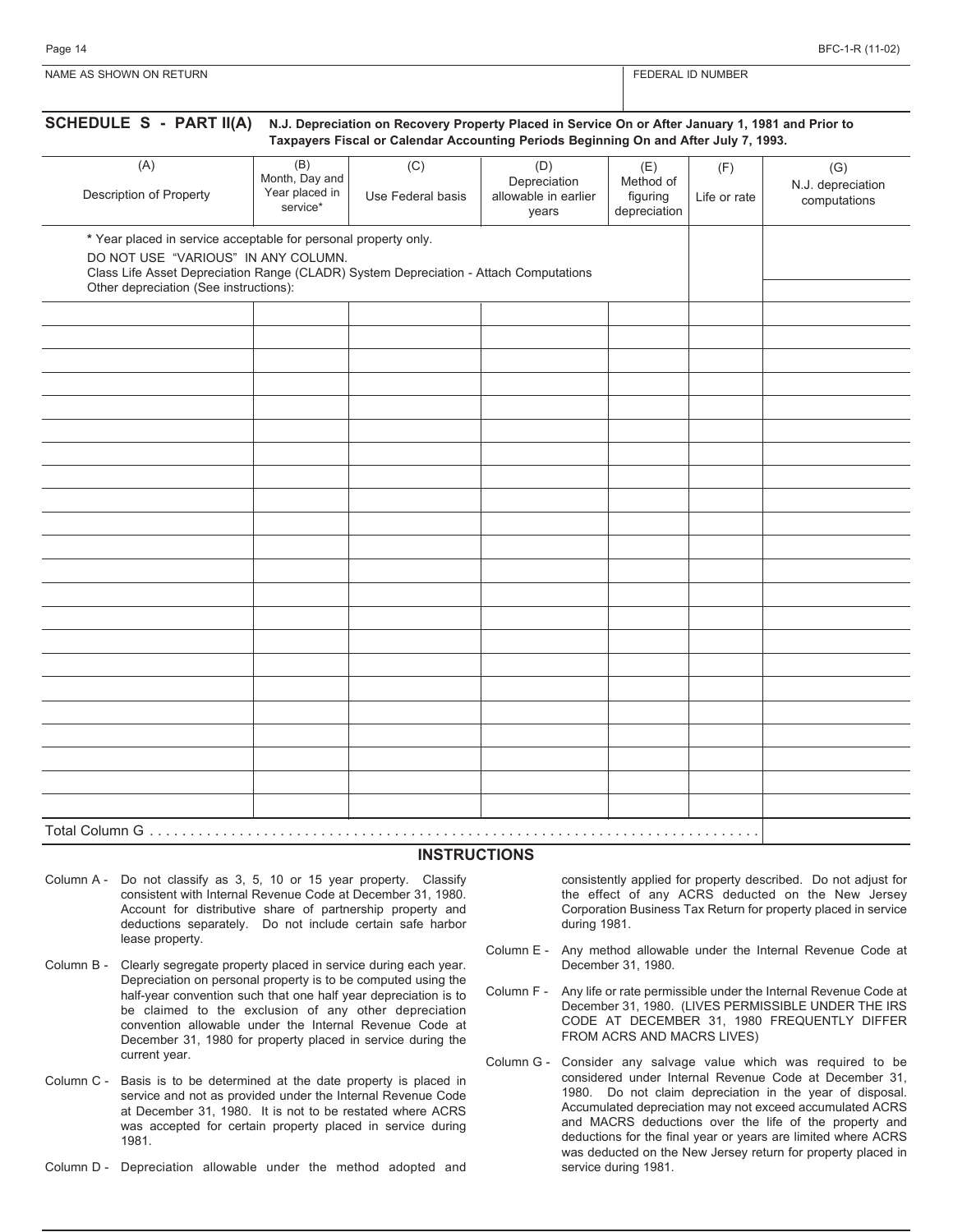NAME AS SHOWN ON RETURN | FEDERAL ID NUMBER

## SCHEDULE S - PART II(A) N.J. Depreciation on Recovery Property Placed in Service On or After January 1, 1981 and Prior to Taxpayers Fiscal or Calendar Accounting Periods Beginning On and After July 7, 1993.

| (A) Description of Property | (B) Month, Day and Year placed in service* | (C) Use Federal basis | (D) Depreciation allowable in earlier years | (E) Method of figuring depreciation | (F) Life or rate | (G) N.J. depreciation computations |
|---|---|---|---|---|---|---|
| * Year placed in service acceptable for personal property only. DO NOT USE "VARIOUS" IN ANY COLUMN. Class Life Asset Depreciation Range (CLADR) System Depreciation - Attach Computations | | | | | | |
| Other depreciation (See instructions): | | | | | | |
| | | | | | | |
| | | | | | | |
| | | | | | | |
| | | | | | | |
| | | | | | | |
| | | | | | | |
| | | | | | | |
| | | | | | | |
| | | | | | | |
| | | | | | | |
| | | | | | | |
| | | | | | | |
| | | | | | | |
| | | | | | | |
| | | | | | | |
| | | | | | | |
| | | | | | | |
| | | | | | | |
| | | | | | | |
| | | | | | | |
| | | | | | | |
| | | | | | | |
| Total Column G | | | | | | |

### INSTRUCTIONS

Column A - Do not classify as 3, 5, 10 or 15 year property. Classify consistent with Internal Revenue Code at December 31, 1980. Account for distributive share of partnership property and deductions separately. Do not include certain safe harbor lease property.

Column B - Clearly segregate property placed in service during each year. Depreciation on personal property is to be computed using the half-year convention such that one half year depreciation is to be claimed to the exclusion of any other depreciation convention allowable under the Internal Revenue Code at December 31, 1980 for property placed in service during the current year.

Column C - Basis is to be determined at the date property is placed in service and not as provided under the Internal Revenue Code at December 31, 1980. It is not to be restated where ACRS was accepted for certain property placed in service during 1981.

Column D - Depreciation allowable under the method adopted and consistently applied for property described. Do not adjust for the effect of any ACRS deducted on the New Jersey Corporation Business Tax Return for property placed in service during 1981.

Column E - Any method allowable under the Internal Revenue Code at December 31, 1980.

Column F - Any life or rate permissible under the Internal Revenue Code at December 31, 1980. (LIVES PERMISSIBLE UNDER THE IRS CODE AT DECEMBER 31, 1980 FREQUENTLY DIFFER FROM ACRS AND MACRS LIVES)

Column G - Consider any salvage value which was required to be considered under Internal Revenue Code at December 31, 1980. Do not claim depreciation in the year of disposal. Accumulated depreciation may not exceed accumulated ACRS and MACRS deductions over the life of the property and deductions for the final year or years are limited where ACRS was deducted on the New Jersey return for property placed in service during 1981.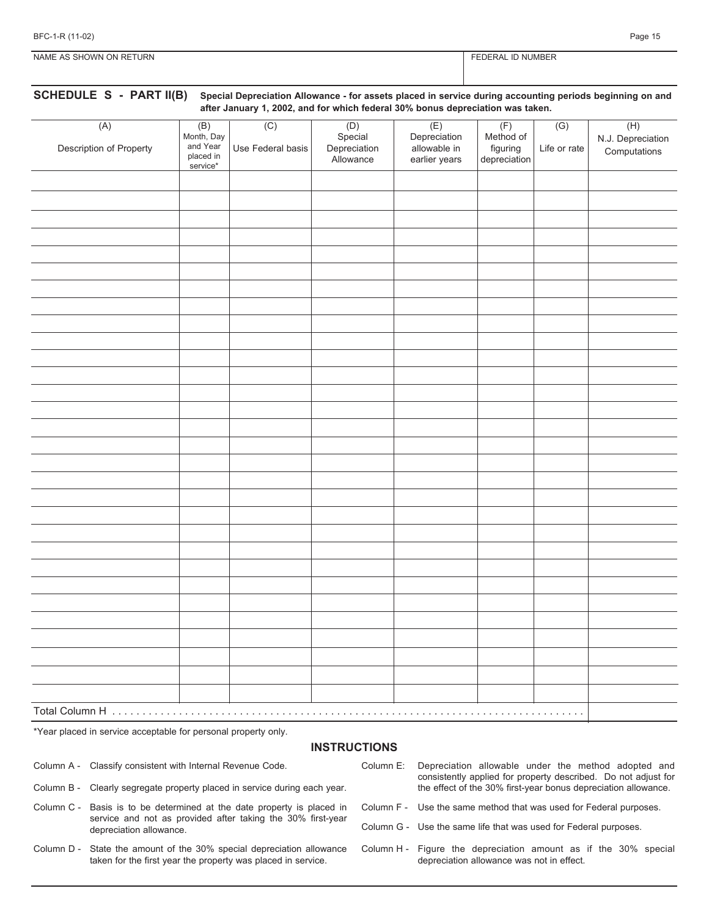BFC-1-R (11-02)

| NAME AS SHOWN ON RETURN | FEDERAL ID NUMBER |
|---|---|
| | |

## SCHEDULE S - PART II(B) **Special Depreciation Allowance - for assets placed in service during accounting periods beginning on and after January 1, 2002, and for which federal 30% bonus depreciation was taken.**

| (A) Description of Property | (B) Month, Day and Year placed in service* | (C) Use Federal basis | (D) Special Depreciation Allowance | (E) Depreciation allowable in earlier years | (F) Method of figuring depreciation | (G) Life or rate | (H) N.J. Depreciation Computations |
|---|---|---|---|---|---|---|---|
| | | | | | | | |
| | | | | | | | |
| | | | | | | | |
| | | | | | | | |
| | | | | | | | |
| | | | | | | | |
| | | | | | | | |
| | | | | | | | |
| | | | | | | | |
| | | | | | | | |
| | | | | | | | |
| | | | | | | | |
| | | | | | | | |
| | | | | | | | |
| | | | | | | | |
| | | | | | | | |
| | | | | | | | |
| | | | | | | | |
| | | | | | | | |
| | | | | | | | |
| | | | | | | | |
| | | | | | | | |
| | | | | | | | |
| | | | | | | | |
| | | | | | | | |
| | | | | | | | |
| | | | | | | | |
| | | | | | | | |
| | | | | | | | |
| | | | | | | | |
| Total Column H | | | | | | | |

*Year placed in service acceptable for personal property only.

### INSTRUCTIONS

Column A - Classify consistent with Internal Revenue Code.

Column B - Clearly segregate property placed in service during each year.

Column C - Basis is to be determined at the date property is placed in service and not as provided after taking the 30% first-year depreciation allowance.

Column D - State the amount of the 30% special depreciation allowance taken for the first year the property was placed in service.

Column E: Depreciation allowable under the method adopted and consistently applied for property described. Do not adjust for the effect of the 30% first-year bonus depreciation allowance.

Column F - Use the same method that was used for Federal purposes.

Column G - Use the same life that was used for Federal purposes.

Column H - Figure the depreciation amount as if the 30% special depreciation allowance was not in effect.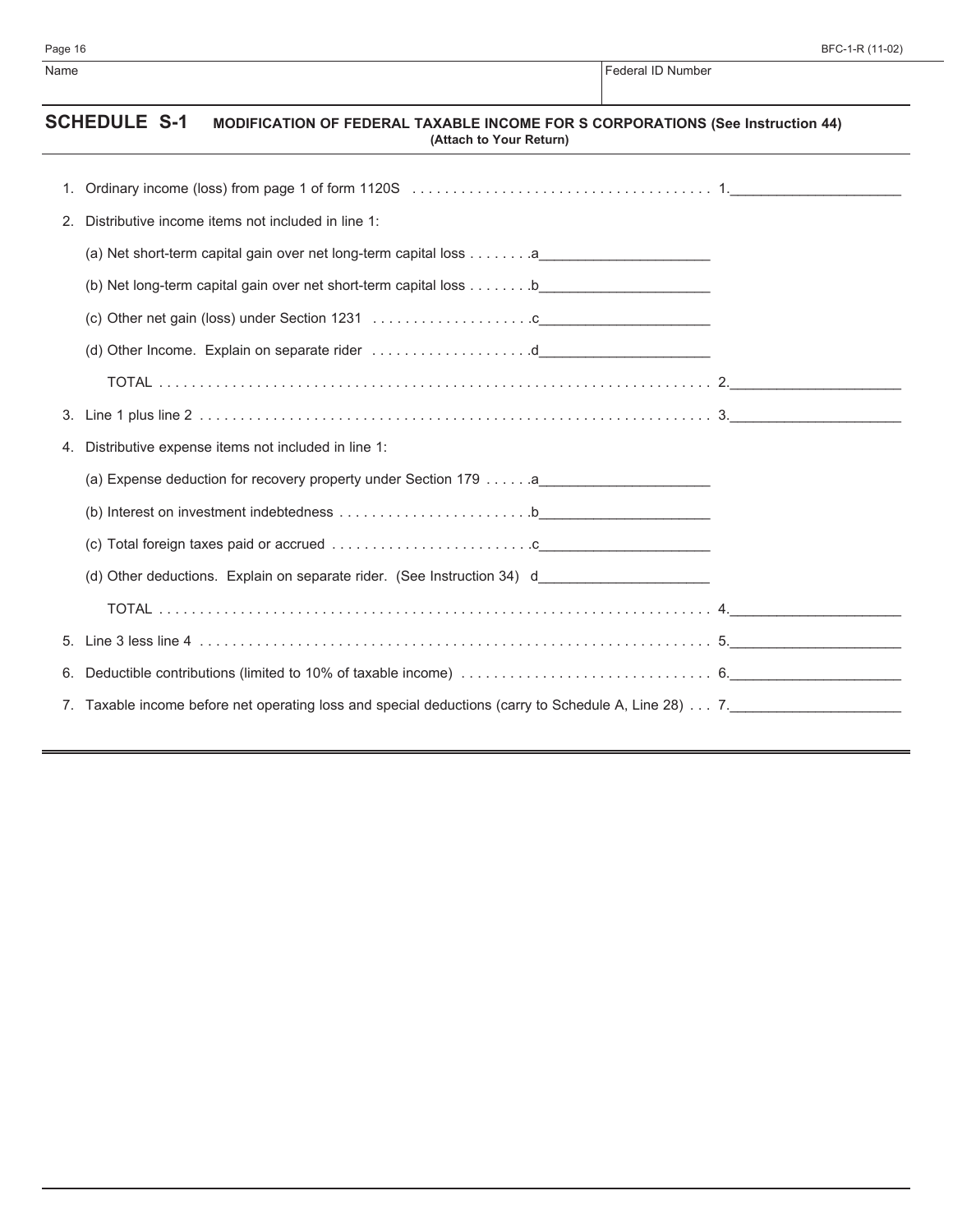Name | Federal ID Number

## SCHEDULE S-1 MODIFICATION OF FEDERAL TAXABLE INCOME FOR S CORPORATIONS (See Instruction 44)

**(Attach to Your Return)**

1. Ordinary income (loss) from page 1 of form 1120S . . . . . . . . . . . . . . . . . . . . . . . . . . . . . . . . . . . . . 1.____________________
2. Distributive income items not included in line 1:

   (a) Net short-term capital gain over net long-term capital loss . . . . . . . .a____________________

   (b) Net long-term capital gain over net short-term capital loss . . . . . . . .b____________________

   (c) Other net gain (loss) under Section 1231 . . . . . . . . . . . . . . . . . . . .c____________________

   (d) Other Income. Explain on separate rider . . . . . . . . . . . . . . . . . . . .d____________________

   TOTAL . . . . . . . . . . . . . . . . . . . . . . . . . . . . . . . . . . . . . . . . . . . . . . . . . . . . . . . . . . . . . . . . . . . . 2.____________________
3. Line 1 plus line 2 . . . . . . . . . . . . . . . . . . . . . . . . . . . . . . . . . . . . . . . . . . . . . . . . . . . . . . . . . . . . . . . . 3.____________________
4. Distributive expense items not included in line 1:

   (a) Expense deduction for recovery property under Section 179 . . . . . .a____________________

   (b) Interest on investment indebtedness . . . . . . . . . . . . . . . . . . . . . . . .b____________________

   (c) Total foreign taxes paid or accrued . . . . . . . . . . . . . . . . . . . . . . . . .c____________________

   (d) Other deductions. Explain on separate rider. (See Instruction 34) d____________________

   TOTAL . . . . . . . . . . . . . . . . . . . . . . . . . . . . . . . . . . . . . . . . . . . . . . . . . . . . . . . . . . . . . . . . . . . . 4.____________________
5. Line 3 less line 4 . . . . . . . . . . . . . . . . . . . . . . . . . . . . . . . . . . . . . . . . . . . . . . . . . . . . . . . . . . . . . . . . 5.____________________
6. Deductible contributions (limited to 10% of taxable income) . . . . . . . . . . . . . . . . . . . . . . . . . . . . . . 6.____________________
7. Taxable income before net operating loss and special deductions (carry to Schedule A, Line 28) . . . 7.____________________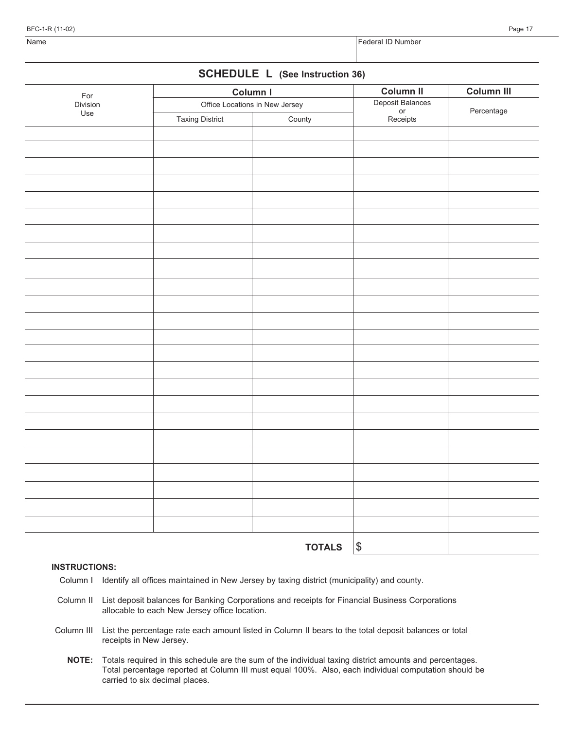Name | Federal ID Number

## SCHEDULE L (See Instruction 36)

| For Division Use | Column I | | Column II | Column III |
|---|---|---|---|---|
| | Office Locations in New Jersey | | Deposit Balances or Receipts | Percentage |
| | Taxing District | County | | |
| | | | | |
| | | | | |
| | | | | |
| | | | | |
| | | | | |
| | | | | |
| | | | | |
| | | | | |
| | | | | |
| | | | | |
| | | | | |
| | | | | |
| | | | | |
| | | | | |
| | | | | |
| | | | | |
| | | | | |
| | | | | |
| | | | | |
| | | | | |
| | | | | |
| | | | | |
| | | | | |
| | | | | |
| | | **TOTALS** | $ | |

**INSTRUCTIONS:**

Column I — Identify all offices maintained in New Jersey by taxing district (municipality) and county.

Column II — List deposit balances for Banking Corporations and receipts for Financial Business Corporations allocable to each New Jersey office location.

Column III — List the percentage rate each amount listed in Column II bears to the total deposit balances or total receipts in New Jersey.

**NOTE:** Totals required in this schedule are the sum of the individual taxing district amounts and percentages. Total percentage reported at Column III must equal 100%. Also, each individual computation should be carried to six decimal places.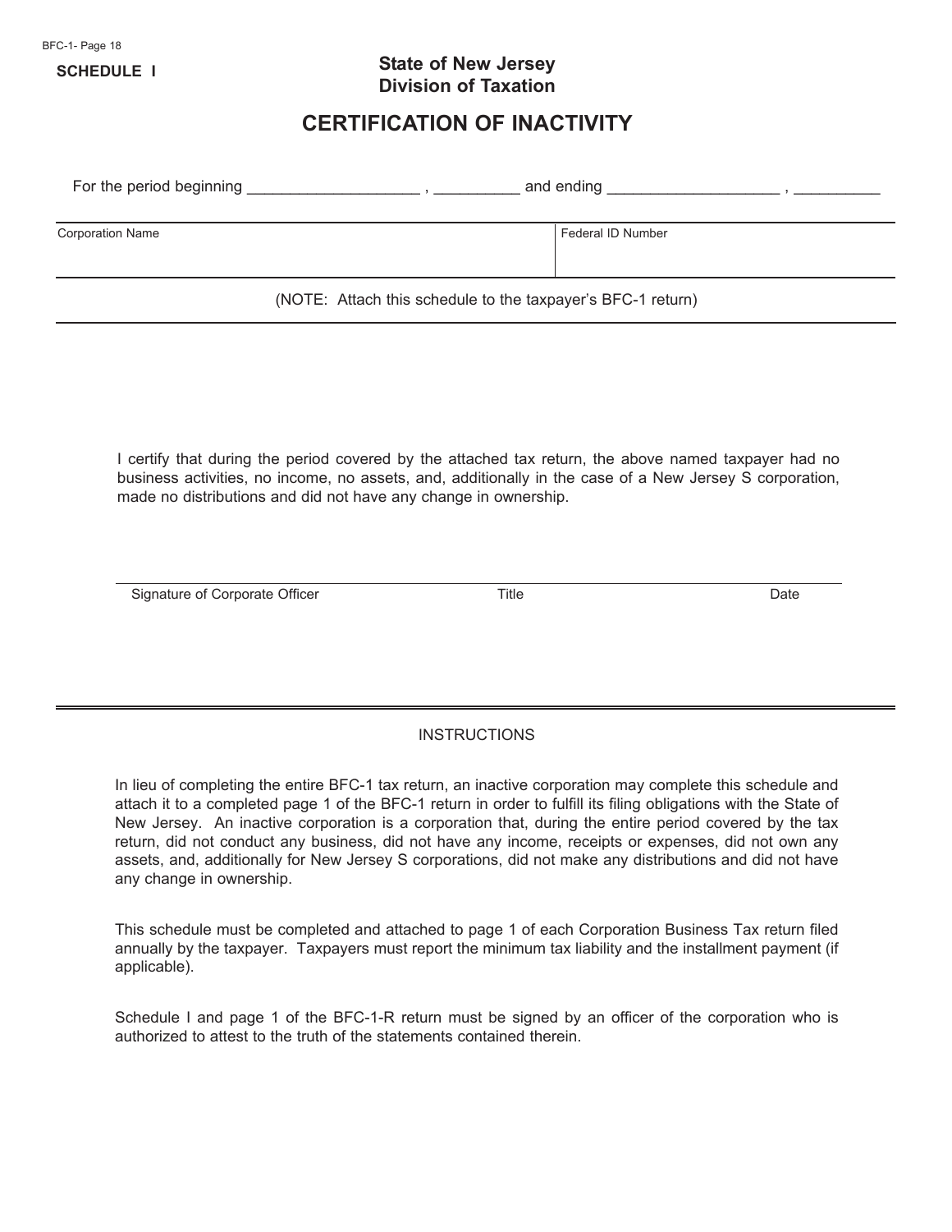**SCHEDULE I**

**State of New Jersey**
**Division of Taxation**

## CERTIFICATION OF INACTIVITY

For the period beginning ____________________ , __________ and ending ____________________ , __________

| Corporation Name | Federal ID Number |
|---|---|
| | |

(NOTE: Attach this schedule to the taxpayer's BFC-1 return)

I certify that during the period covered by the attached tax return, the above named taxpayer had no business activities, no income, no assets, and, additionally in the case of a New Jersey S corporation, made no distributions and did not have any change in ownership.

| Signature of Corporate Officer | Title | Date |
|---|---|---|
| | | |

### INSTRUCTIONS

In lieu of completing the entire BFC-1 tax return, an inactive corporation may complete this schedule and attach it to a completed page 1 of the BFC-1 return in order to fulfill its filing obligations with the State of New Jersey. An inactive corporation is a corporation that, during the entire period covered by the tax return, did not conduct any business, did not have any income, receipts or expenses, did not own any assets, and, additionally for New Jersey S corporations, did not make any distributions and did not have any change in ownership.

This schedule must be completed and attached to page 1 of each Corporation Business Tax return filed annually by the taxpayer. Taxpayers must report the minimum tax liability and the installment payment (if applicable).

Schedule I and page 1 of the BFC-1-R return must be signed by an officer of the corporation who is authorized to attest to the truth of the statements contained therein.